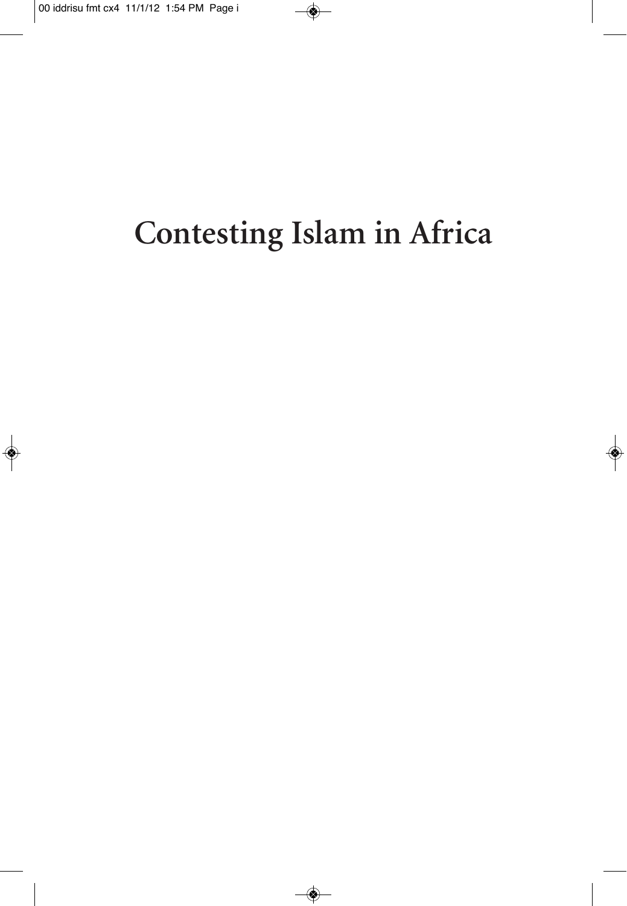# Contesting Islam in Africa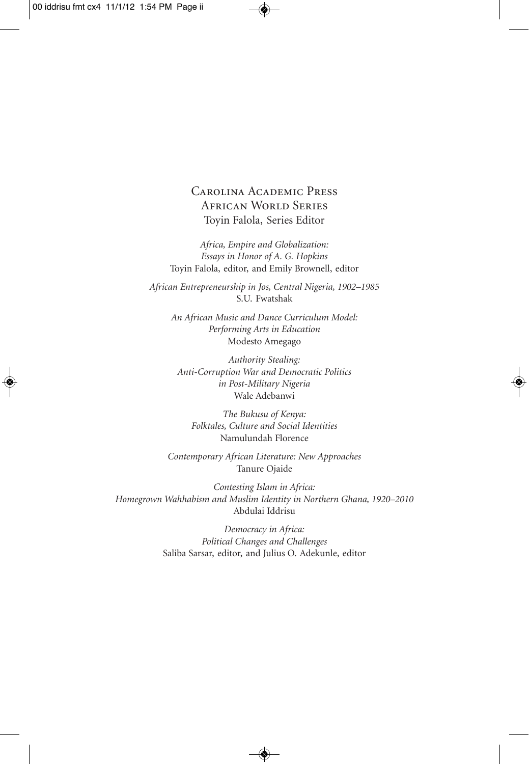Carolina Academic Press
African World Series
Toyin Falola, Series Editor

*Africa, Empire and Globalization: Essays in Honor of A. G. Hopkins*
Toyin Falola, editor, and Emily Brownell, editor

*African Entrepreneurship in Jos, Central Nigeria, 1902–1985*
S.U. Fwatshak

*An African Music and Dance Curriculum Model: Performing Arts in Education*
Modesto Amegago

*Authority Stealing: Anti-Corruption War and Democratic Politics in Post-Military Nigeria*
Wale Adebanwi

*The Bukusu of Kenya: Folktales, Culture and Social Identities*
Namulundah Florence

*Contemporary African Literature: New Approaches*
Tanure Ojaide

*Contesting Islam in Africa: Homegrown Wahhabism and Muslim Identity in Northern Ghana, 1920–2010*
Abdulai Iddrisu

*Democracy in Africa: Political Changes and Challenges*
Saliba Sarsar, editor, and Julius O. Adekunle, editor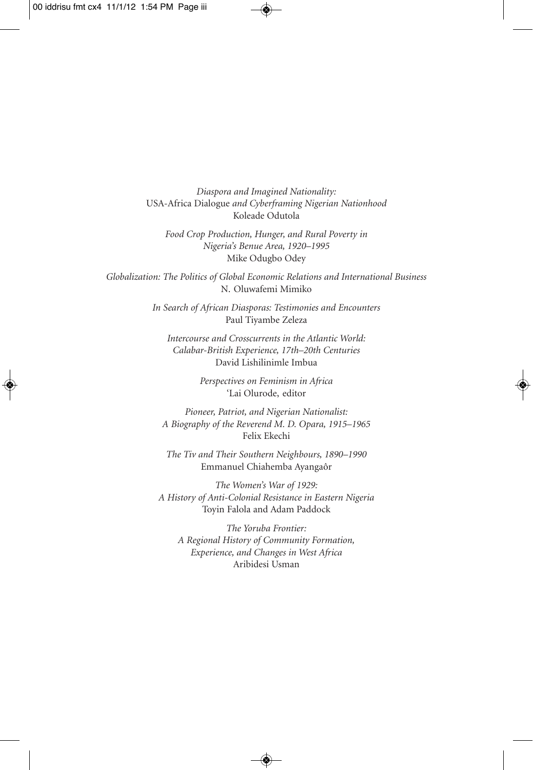*Diaspora and Imagined Nationality:*
USA-Africa Dialogue *and Cyberframing Nigerian Nationhood*
Koleade Odutola

*Food Crop Production, Hunger, and Rural Poverty in Nigeria's Benue Area, 1920–1995*
Mike Odugbo Odey

*Globalization: The Politics of Global Economic Relations and International Business*
N. Oluwafemi Mimiko

*In Search of African Diasporas: Testimonies and Encounters*
Paul Tiyambe Zeleza

*Intercourse and Crosscurrents in the Atlantic World: Calabar-British Experience, 17th–20th Centuries*
David Lishilinimle Imbua

*Perspectives on Feminism in Africa*
'Lai Olurode, editor

*Pioneer, Patriot, and Nigerian Nationalist: A Biography of the Reverend M. D. Opara, 1915–1965*
Felix Ekechi

*The Tiv and Their Southern Neighbours, 1890–1990*
Emmanuel Chiahemba Ayangaôr

*The Women's War of 1929: A History of Anti-Colonial Resistance in Eastern Nigeria*
Toyin Falola and Adam Paddock

*The Yoruba Frontier: A Regional History of Community Formation, Experience, and Changes in West Africa*
Aribidesi Usman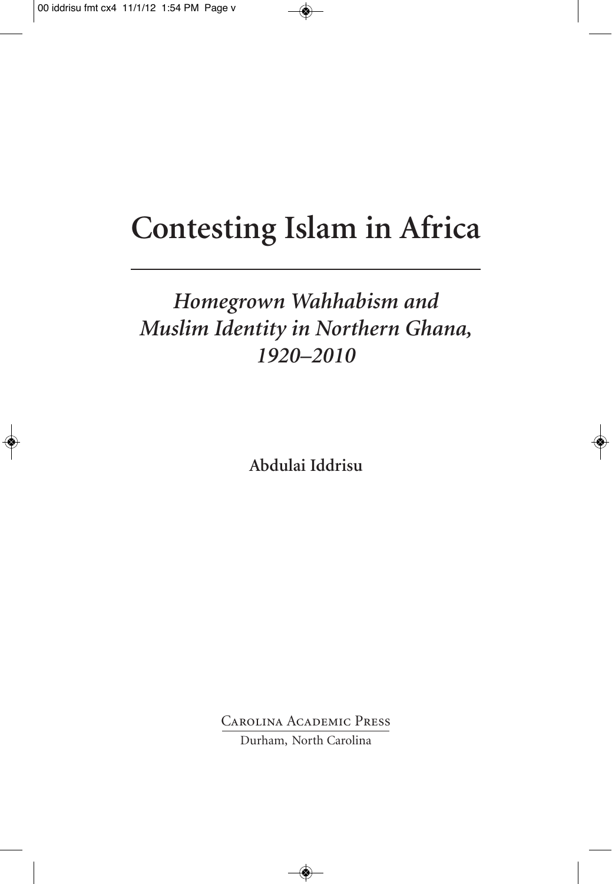# Contesting Islam in Africa

## *Homegrown Wahhabism and Muslim Identity in Northern Ghana, 1920–2010*

**Abdulai Iddrisu**

Carolina Academic Press

Durham, North Carolina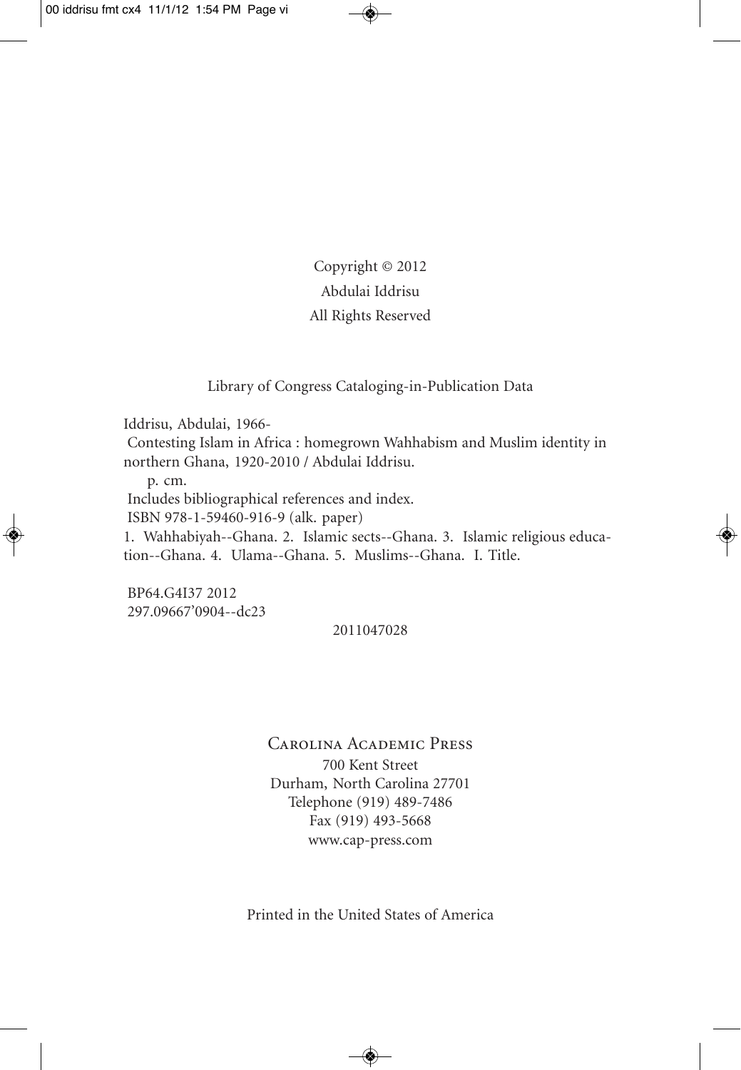Copyright © 2012
Abdulai Iddrisu
All Rights Reserved

Library of Congress Cataloging-in-Publication Data

Iddrisu, Abdulai, 1966-
Contesting Islam in Africa : homegrown Wahhabism and Muslim identity in northern Ghana, 1920-2010 / Abdulai Iddrisu.
p. cm.
Includes bibliographical references and index.
ISBN 978-1-59460-916-9 (alk. paper)
1. Wahhabiyah--Ghana. 2. Islamic sects--Ghana. 3. Islamic religious education--Ghana. 4. Ulama--Ghana. 5. Muslims--Ghana. I. Title.

BP64.G4I37 2012
297.09667'0904--dc23

2011047028

Carolina Academic Press
700 Kent Street
Durham, North Carolina 27701
Telephone (919) 489-7486
Fax (919) 493-5668
www.cap-press.com

Printed in the United States of America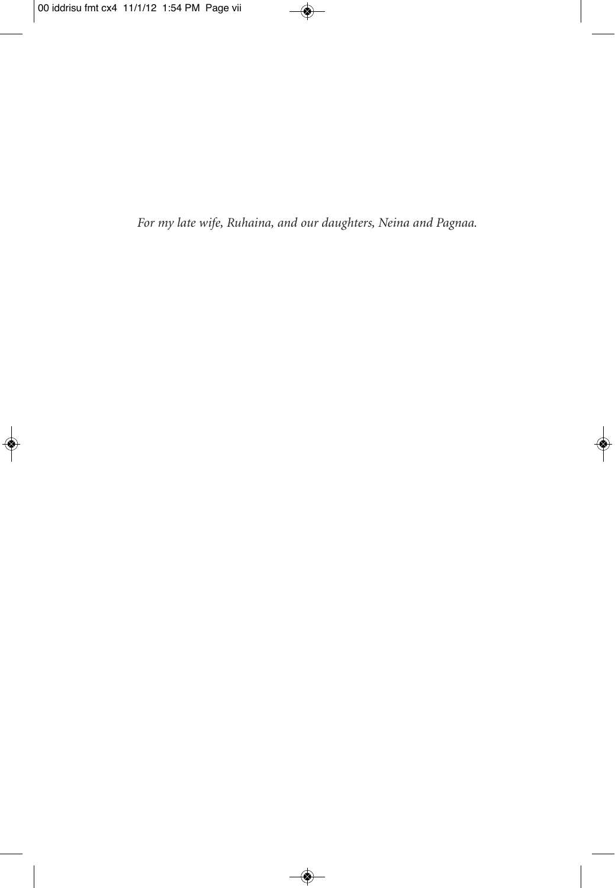*For my late wife, Ruhaina, and our daughters, Neina and Pagnaa.*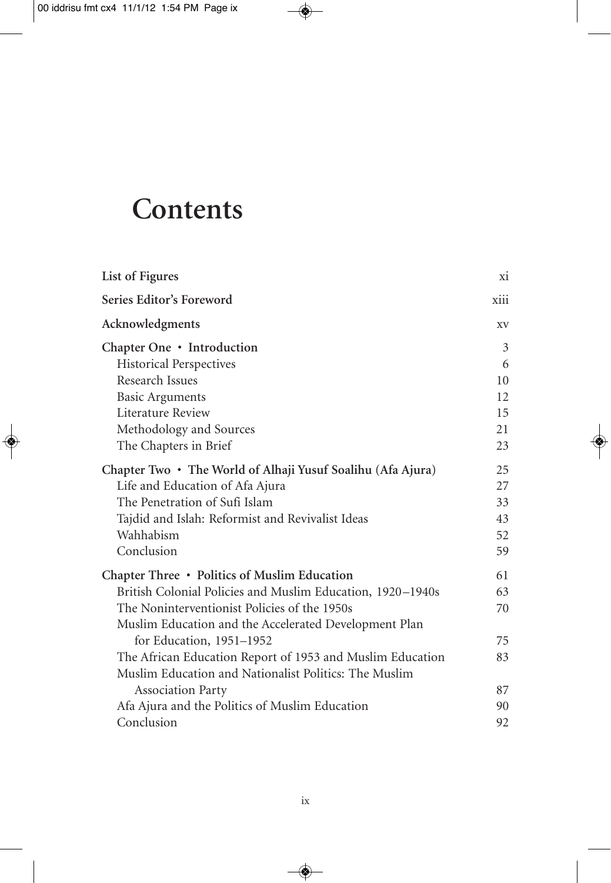# Contents

| | |
|---|---|
| **List of Figures** | xi |
| **Series Editor's Foreword** | xiii |
| **Acknowledgments** | xv |
| **Chapter One • Introduction** | 3 |
| Historical Perspectives | 6 |
| Research Issues | 10 |
| Basic Arguments | 12 |
| Literature Review | 15 |
| Methodology and Sources | 21 |
| The Chapters in Brief | 23 |
| **Chapter Two • The World of Alhaji Yusuf Soalihu (Afa Ajura)** | 25 |
| Life and Education of Afa Ajura | 27 |
| The Penetration of Sufi Islam | 33 |
| Tajdid and Islah: Reformist and Revivalist Ideas | 43 |
| Wahhabism | 52 |
| Conclusion | 59 |
| **Chapter Three • Politics of Muslim Education** | 61 |
| British Colonial Policies and Muslim Education, 1920–1940s | 63 |
| The Noninterventionist Policies of the 1950s | 70 |
| Muslim Education and the Accelerated Development Plan for Education, 1951–1952 | 75 |
| The African Education Report of 1953 and Muslim Education | 83 |
| Muslim Education and Nationalist Politics: The Muslim Association Party | 87 |
| Afa Ajura and the Politics of Muslim Education | 90 |
| Conclusion | 92 |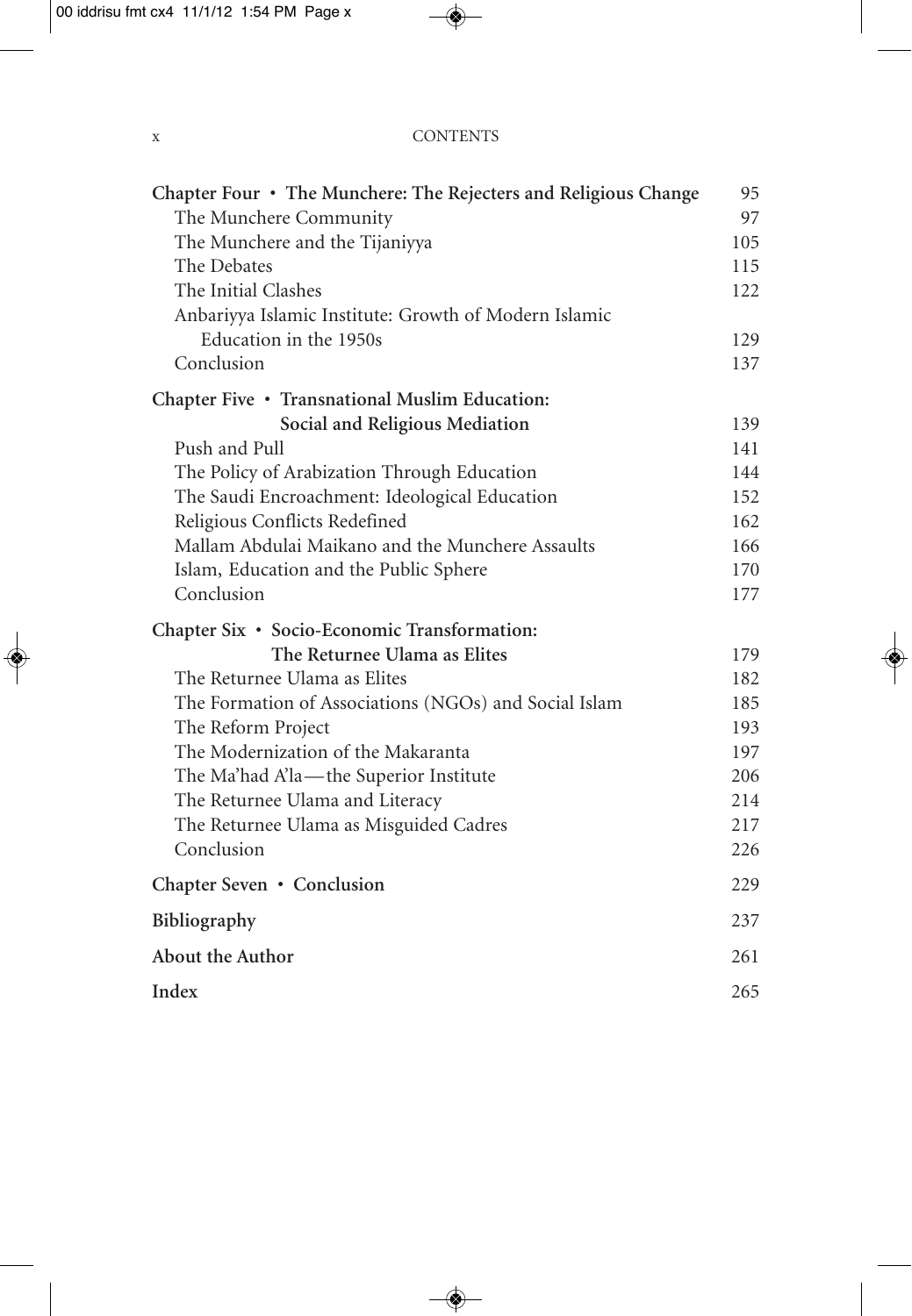**Chapter Four • The Munchere: The Rejecters and Religious Change** 95

The Munchere Community 97

The Munchere and the Tijaniyya 105

The Debates 115

The Initial Clashes 122

Anbariyya Islamic Institute: Growth of Modern Islamic Education in the 1950s 129

Conclusion 137

**Chapter Five • Transnational Muslim Education: Social and Religious Mediation** 139

Push and Pull 141

The Policy of Arabization Through Education 144

The Saudi Encroachment: Ideological Education 152

Religious Conflicts Redefined 162

Mallam Abdulai Maikano and the Munchere Assaults 166

Islam, Education and the Public Sphere 170

Conclusion 177

**Chapter Six • Socio-Economic Transformation: The Returnee Ulama as Elites** 179

The Returnee Ulama as Elites 182

The Formation of Associations (NGOs) and Social Islam 185

The Reform Project 193

The Modernization of the Makaranta 197

The Ma'had A'la—the Superior Institute 206

The Returnee Ulama and Literacy 214

The Returnee Ulama as Misguided Cadres 217

Conclusion 226

**Chapter Seven • Conclusion** 229

**Bibliography** 237

**About the Author** 261

**Index** 265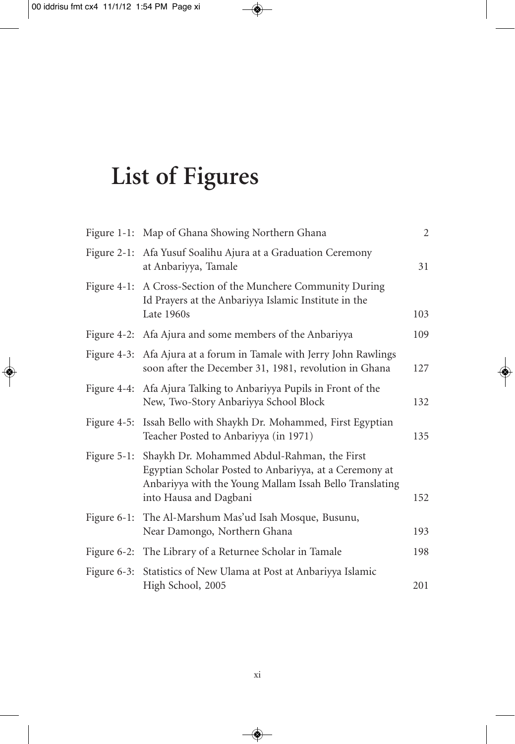# List of Figures

| | | |
|---|---|---|
| Figure 1-1: | Map of Ghana Showing Northern Ghana | 2 |
| Figure 2-1: | Afa Yusuf Soalihu Ajura at a Graduation Ceremony at Anbariyya, Tamale | 31 |
| Figure 4-1: | A Cross-Section of the Munchere Community During Id Prayers at the Anbariyya Islamic Institute in the Late 1960s | 103 |
| Figure 4-2: | Afa Ajura and some members of the Anbariyya | 109 |
| Figure 4-3: | Afa Ajura at a forum in Tamale with Jerry John Rawlings soon after the December 31, 1981, revolution in Ghana | 127 |
| Figure 4-4: | Afa Ajura Talking to Anbariyya Pupils in Front of the New, Two-Story Anbariyya School Block | 132 |
| Figure 4-5: | Issah Bello with Shaykh Dr. Mohammed, First Egyptian Teacher Posted to Anbariyya (in 1971) | 135 |
| Figure 5-1: | Shaykh Dr. Mohammed Abdul-Rahman, the First Egyptian Scholar Posted to Anbariyya, at a Ceremony at Anbariyya with the Young Mallam Issah Bello Translating into Hausa and Dagbani | 152 |
| Figure 6-1: | The Al-Marshum Mas'ud Isah Mosque, Busunu, Near Damongo, Northern Ghana | 193 |
| Figure 6-2: | The Library of a Returnee Scholar in Tamale | 198 |
| Figure 6-3: | Statistics of New Ulama at Post at Anbariyya Islamic High School, 2005 | 201 |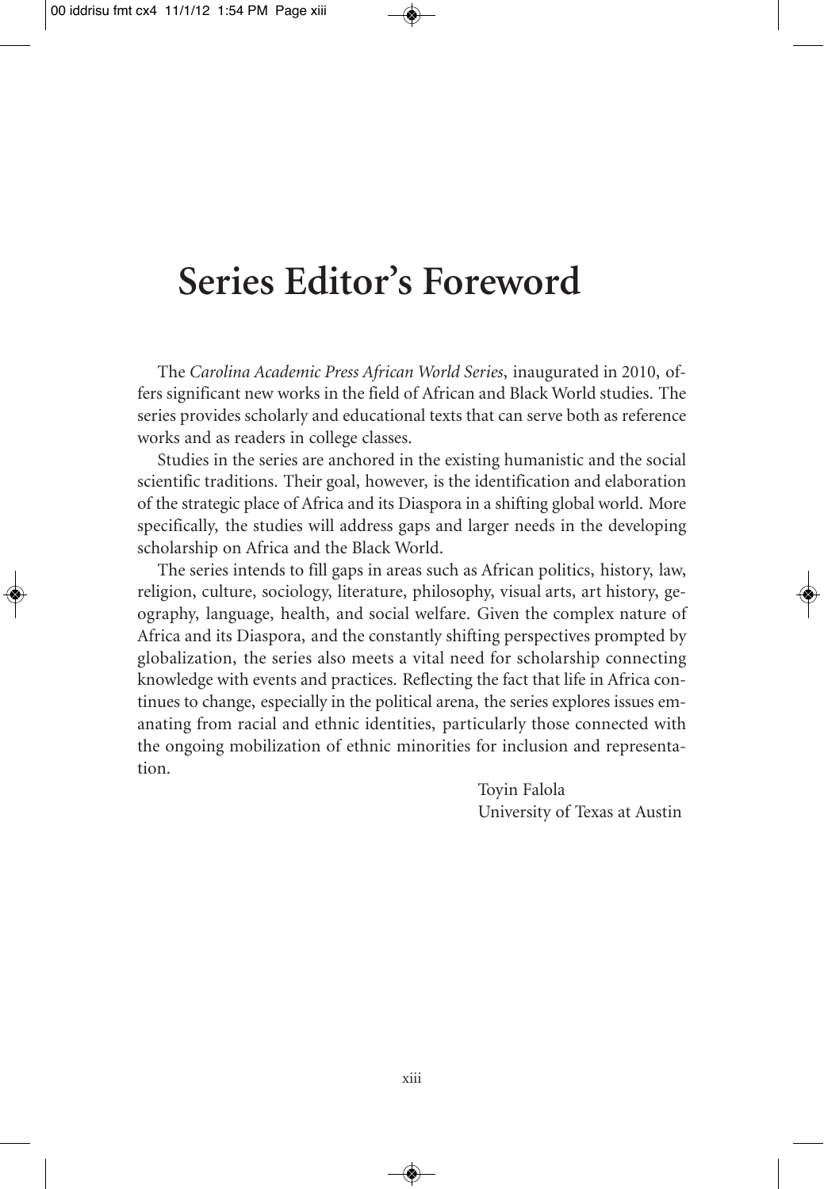# Series Editor's Foreword

The *Carolina Academic Press African World Series*, inaugurated in 2010, offers significant new works in the field of African and Black World studies. The series provides scholarly and educational texts that can serve both as reference works and as readers in college classes.

Studies in the series are anchored in the existing humanistic and the social scientific traditions. Their goal, however, is the identification and elaboration of the strategic place of Africa and its Diaspora in a shifting global world. More specifically, the studies will address gaps and larger needs in the developing scholarship on Africa and the Black World.

The series intends to fill gaps in areas such as African politics, history, law, religion, culture, sociology, literature, philosophy, visual arts, art history, geography, language, health, and social welfare. Given the complex nature of Africa and its Diaspora, and the constantly shifting perspectives prompted by globalization, the series also meets a vital need for scholarship connecting knowledge with events and practices. Reflecting the fact that life in Africa continues to change, especially in the political arena, the series explores issues emanating from racial and ethnic identities, particularly those connected with the ongoing mobilization of ethnic minorities for inclusion and representation.

Toyin Falola
University of Texas at Austin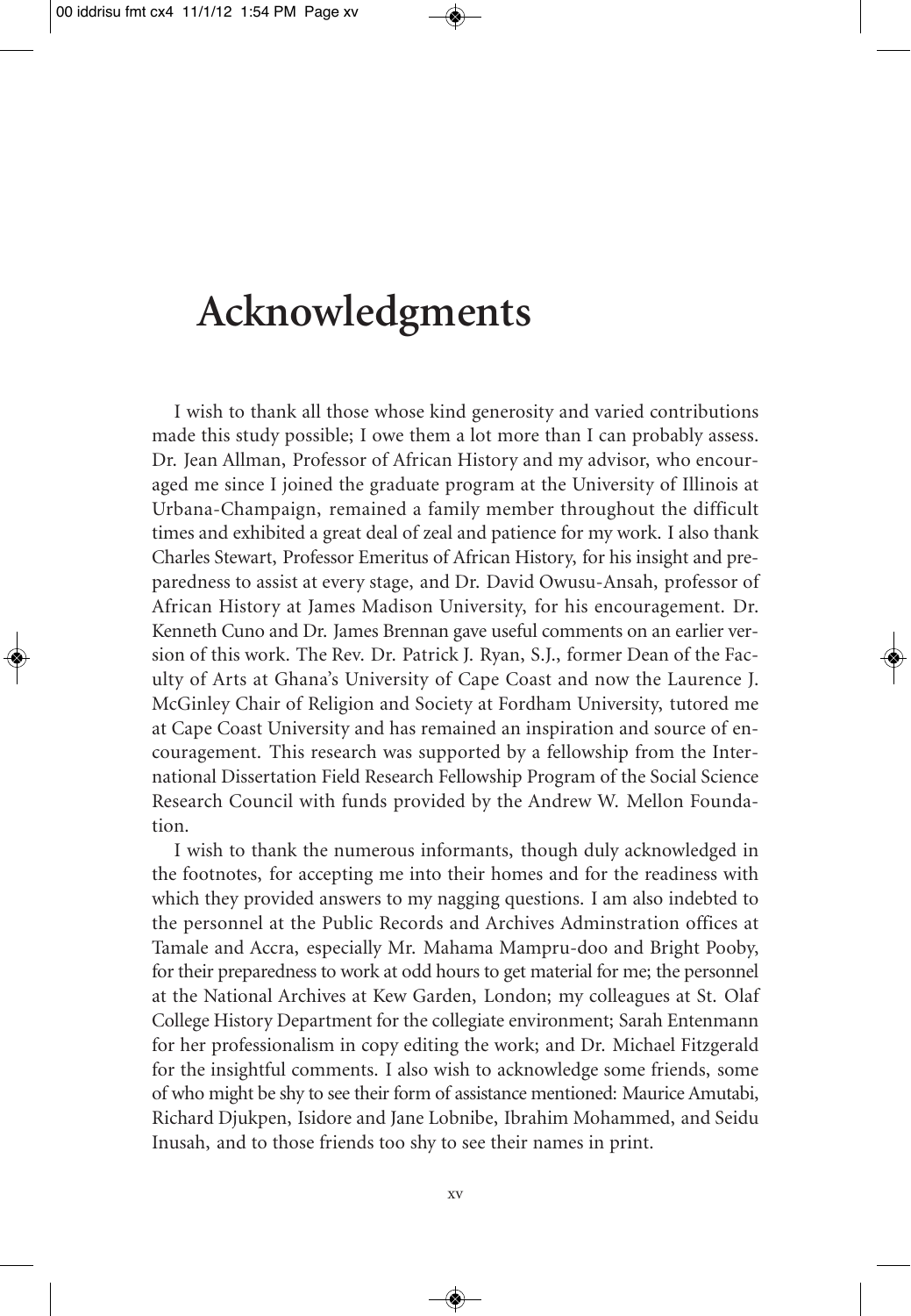# Acknowledgments

I wish to thank all those whose kind generosity and varied contributions made this study possible; I owe them a lot more than I can probably assess. Dr. Jean Allman, Professor of African History and my advisor, who encouraged me since I joined the graduate program at the University of Illinois at Urbana-Champaign, remained a family member throughout the difficult times and exhibited a great deal of zeal and patience for my work. I also thank Charles Stewart, Professor Emeritus of African History, for his insight and preparedness to assist at every stage, and Dr. David Owusu-Ansah, professor of African History at James Madison University, for his encouragement. Dr. Kenneth Cuno and Dr. James Brennan gave useful comments on an earlier version of this work. The Rev. Dr. Patrick J. Ryan, S.J., former Dean of the Faculty of Arts at Ghana's University of Cape Coast and now the Laurence J. McGinley Chair of Religion and Society at Fordham University, tutored me at Cape Coast University and has remained an inspiration and source of encouragement. This research was supported by a fellowship from the International Dissertation Field Research Fellowship Program of the Social Science Research Council with funds provided by the Andrew W. Mellon Foundation.

I wish to thank the numerous informants, though duly acknowledged in the footnotes, for accepting me into their homes and for the readiness with which they provided answers to my nagging questions. I am also indebted to the personnel at the Public Records and Archives Adminstration offices at Tamale and Accra, especially Mr. Mahama Mampru-doo and Bright Pooby, for their preparedness to work at odd hours to get material for me; the personnel at the National Archives at Kew Garden, London; my colleagues at St. Olaf College History Department for the collegiate environment; Sarah Entenmann for her professionalism in copy editing the work; and Dr. Michael Fitzgerald for the insightful comments. I also wish to acknowledge some friends, some of who might be shy to see their form of assistance mentioned: Maurice Amutabi, Richard Djukpen, Isidore and Jane Lobnibe, Ibrahim Mohammed, and Seidu Inusah, and to those friends too shy to see their names in print.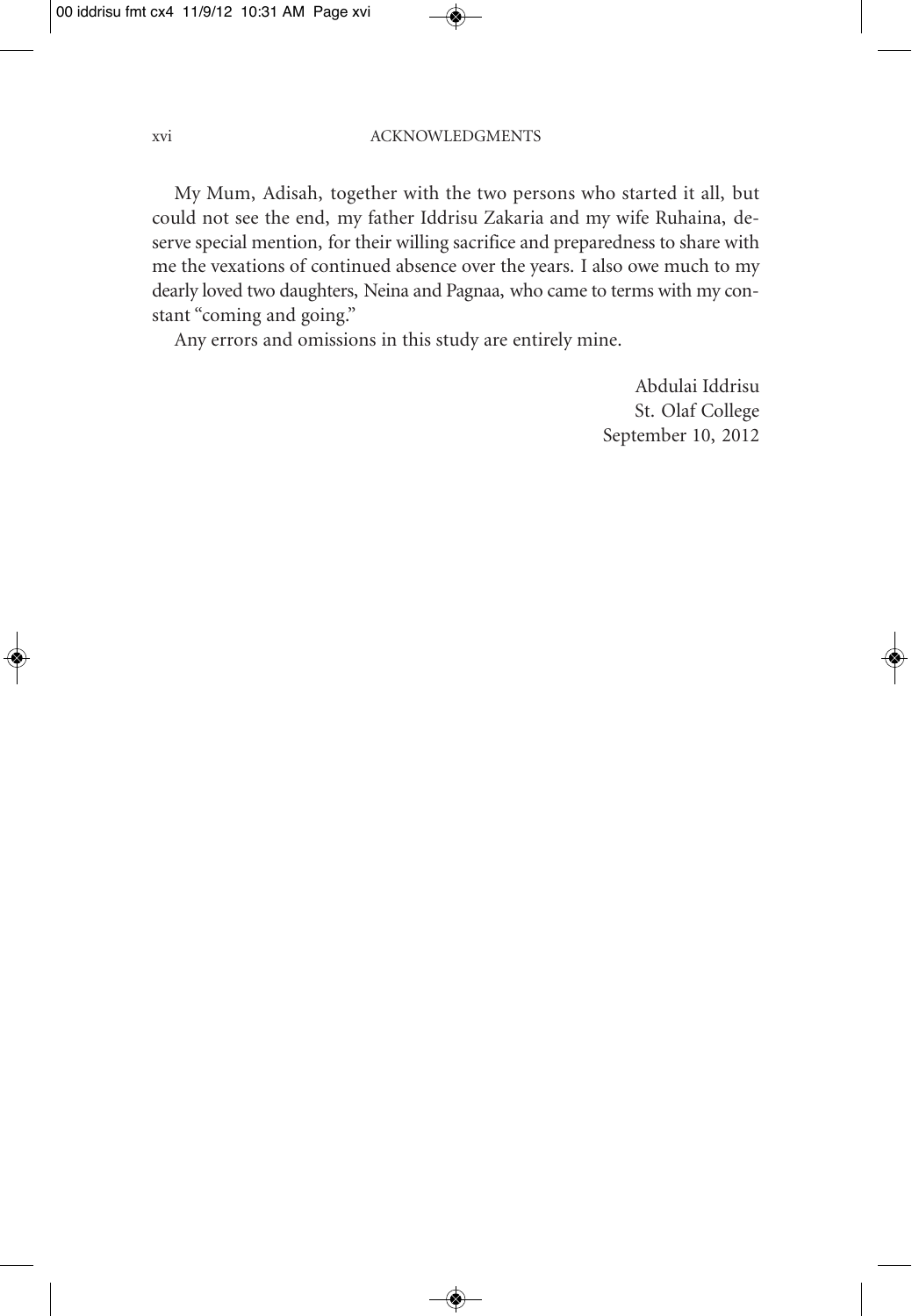My Mum, Adisah, together with the two persons who started it all, but could not see the end, my father Iddrisu Zakaria and my wife Ruhaina, deserve special mention, for their willing sacrifice and preparedness to share with me the vexations of continued absence over the years. I also owe much to my dearly loved two daughters, Neina and Pagnaa, who came to terms with my constant "coming and going."

Any errors and omissions in this study are entirely mine.

Abdulai Iddrisu
St. Olaf College
September 10, 2012